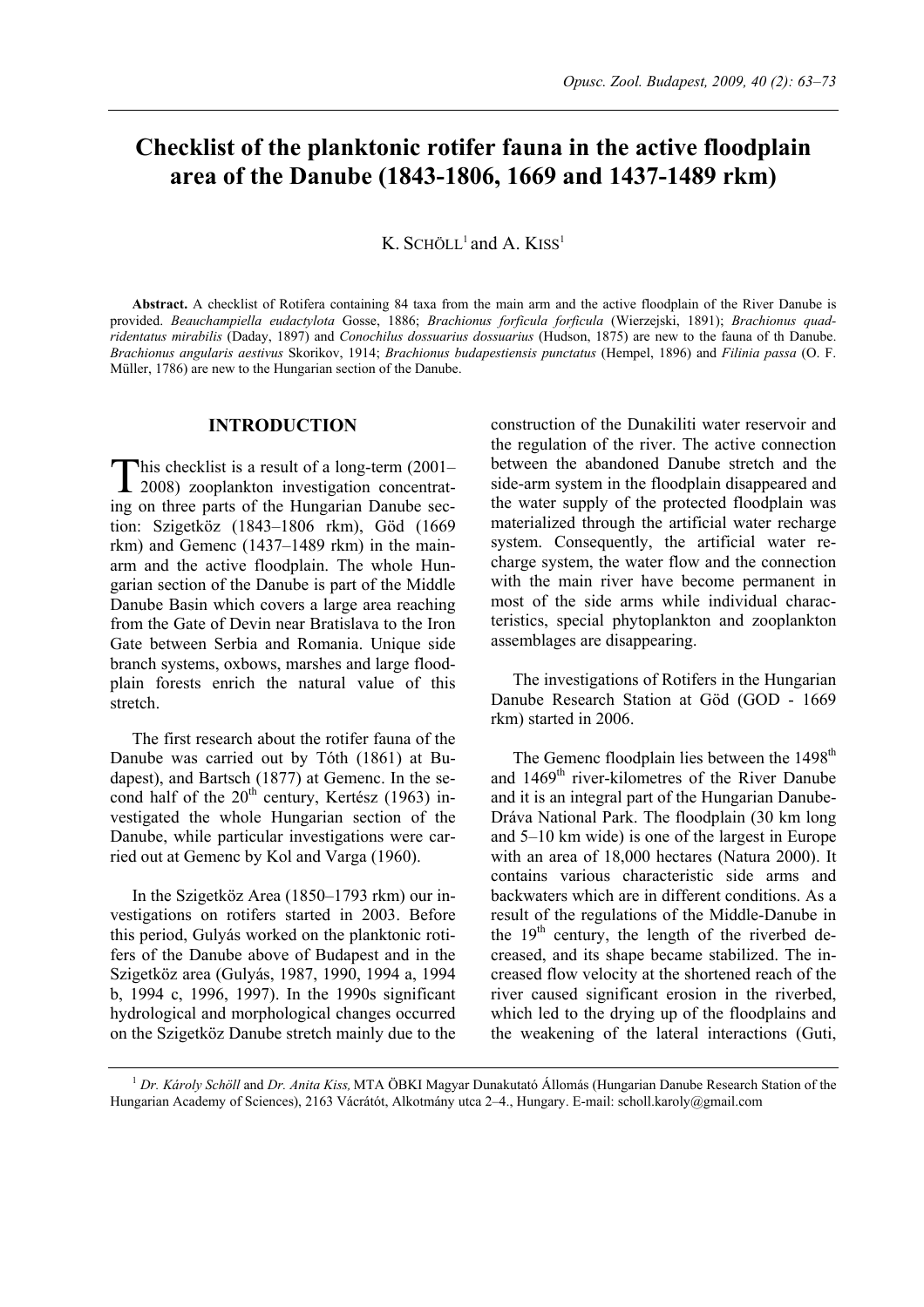# Checklist of the planktonic rotifer fauna in the active floodplain area of the Danube (1843-1806, 1669 and 1437-1489 rkm)

K. Schöll[1] and A. Kiss[1]

**Abstract.** A checklist of Rotifera containing 84 taxa from the main arm and the active floodplain of the River Danube is provided. *Beauchampiella eudactylota* Gosse, 1886; *Brachionus forficula forficula* (Wierzejski, 1891); *Brachionus quadridentatus mirabilis* (Daday, 1897) and *Conochilus dossuarius dossuarius* (Hudson, 1875) are new to the fauna of th Danube. *Brachionus angularis aestivus* Skorikov, 1914; *Brachionus budapestiensis punctatus* (Hempel, 1896) and *Filinia passa* (O. F. Müller, 1786) are new to the Hungarian section of the Danube.

## INTRODUCTION

This checklist is a result of a long-term (2001–2008) zooplankton investigation concentrating on three parts of the Hungarian Danube section: Szigetköz (1843–1806 rkm), Göd (1669 rkm) and Gemenc (1437–1489 rkm) in the main-arm and the active floodplain. The whole Hungarian section of the Danube is part of the Middle Danube Basin which covers a large area reaching from the Gate of Devin near Bratislava to the Iron Gate between Serbia and Romania. Unique side branch systems, oxbows, marshes and large floodplain forests enrich the natural value of this stretch.

The first research about the rotifer fauna of the Danube was carried out by Tóth (1861) at Budapest), and Bartsch (1877) at Gemenc. In the second half of the 20[th] century, Kertész (1963) investigated the whole Hungarian section of the Danube, while particular investigations were carried out at Gemenc by Kol and Varga (1960).

In the Szigetköz Area (1850–1793 rkm) our investigations on rotifers started in 2003. Before this period, Gulyás worked on the planktonic rotifers of the Danube above of Budapest and in the Szigetköz area (Gulyás, 1987, 1990, 1994 a, 1994 b, 1994 c, 1996, 1997). In the 1990s significant hydrological and morphological changes occurred on the Szigetköz Danube stretch mainly due to the construction of the Dunakiliti water reservoir and the regulation of the river. The active connection between the abandoned Danube stretch and the side-arm system in the floodplain disappeared and the water supply of the protected floodplain was materialized through the artificial water recharge system. Consequently, the artificial water recharge system, the water flow and the connection with the main river have become permanent in most of the side arms while individual characteristics, special phytoplankton and zooplankton assemblages are disappearing.

The investigations of Rotifers in the Hungarian Danube Research Station at Göd (GOD - 1669 rkm) started in 2006.

The Gemenc floodplain lies between the 1498[th] and 1469[th] river-kilometres of the River Danube and it is an integral part of the Hungarian Danube-Dráva National Park. The floodplain (30 km long and 5–10 km wide) is one of the largest in Europe with an area of 18,000 hectares (Natura 2000). It contains various characteristic side arms and backwaters which are in different conditions. As a result of the regulations of the Middle-Danube in the 19[th] century, the length of the riverbed decreased, and its shape became stabilized. The increased flow velocity at the shortened reach of the river caused significant erosion in the riverbed, which led to the drying up of the floodplains and the weakening of the lateral interactions (Guti,

[1] *Dr. Károly Schöll* and *Dr. Anita Kiss,* MTA ÖBKI Magyar Dunakutató Állomás (Hungarian Danube Research Station of the Hungarian Academy of Sciences), 2163 Vácrátót, Alkotmány utca 2–4., Hungary. E-mail: scholl.karoly@gmail.com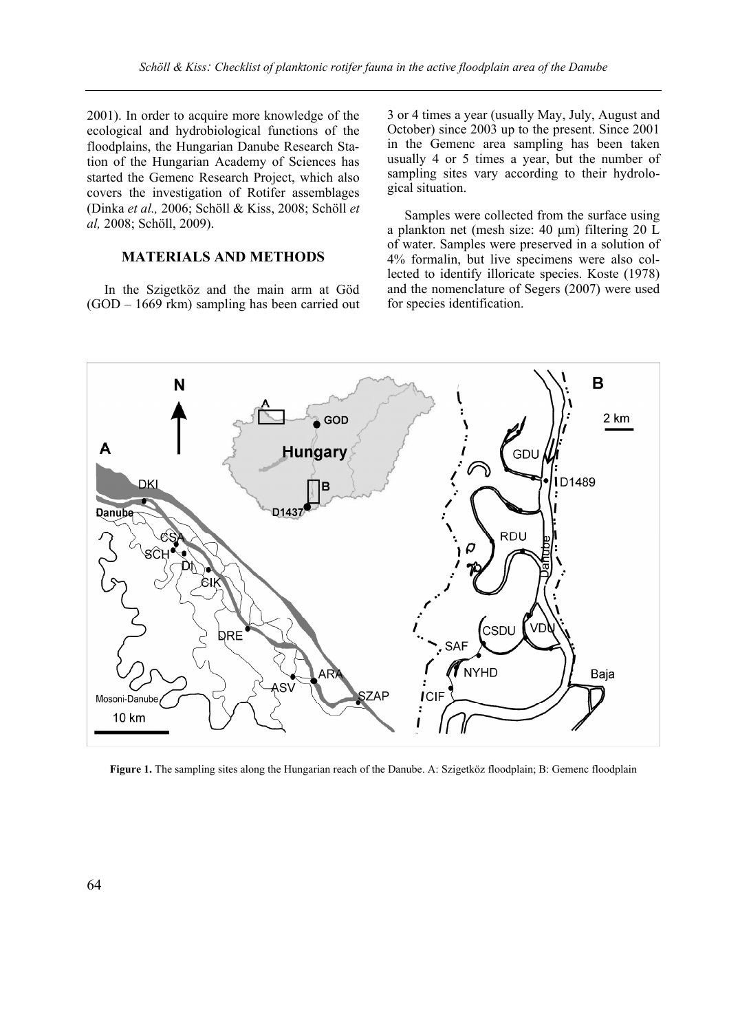2001). In order to acquire more knowledge of the ecological and hydrobiological functions of the floodplains, the Hungarian Danube Research Station of the Hungarian Academy of Sciences has started the Gemenc Research Project, which also covers the investigation of Rotifer assemblages (Dinka *et al.,* 2006; Schöll & Kiss, 2008; Schöll *et al,* 2008; Schöll, 2009).

## MATERIALS AND METHODS

In the Szigetköz and the main arm at Göd (GOD – 1669 rkm) sampling has been carried out 3 or 4 times a year (usually May, July, August and October) since 2003 up to the present. Since 2001 in the Gemenc area sampling has been taken usually 4 or 5 times a year, but the number of sampling sites vary according to their hydrological situation.

Samples were collected from the surface using a plankton net (mesh size: 40 μm) filtering 20 L of water. Samples were preserved in a solution of 4% formalin, but live specimens were also collected to identify illoricate species. Koste (1978) and the nomenclature of Segers (2007) were used for species identification.

**Figure 1.** The sampling sites along the Hungarian reach of the Danube. A: Szigetköz floodplain; B: Gemenc floodplain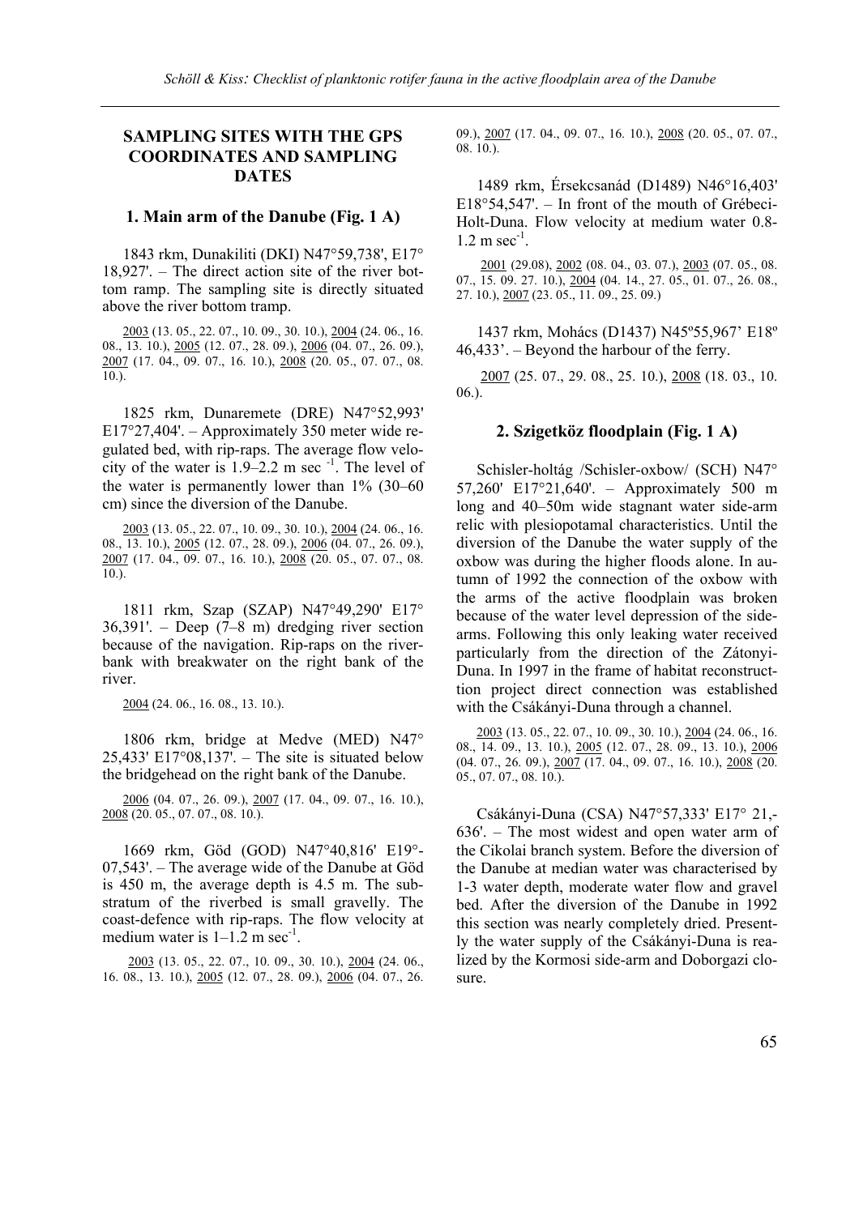## SAMPLING SITES WITH THE GPS COORDINATES AND SAMPLING DATES

### 1. Main arm of the Danube (Fig. 1 A)

1843 rkm, Dunakiliti (DKI) N47°59,738', E17° 18,927'. – The direct action site of the river bottom ramp. The sampling site is directly situated above the river bottom tramp.

2003 (13. 05., 22. 07., 10. 09., 30. 10.), 2004 (24. 06., 16. 08., 13. 10.), 2005 (12. 07., 28. 09.), 2006 (04. 07., 26. 09.), 2007 (17. 04., 09. 07., 16. 10.), 2008 (20. 05., 07. 07., 08. 10.).

1825 rkm, Dunaremete (DRE) N47°52,993' E17°27,404'. – Approximately 350 meter wide regulated bed, with rip-raps. The average flow velocity of the water is 1.9–2.2 m $sec^{-1}$. The level of the water is permanently lower than 1% (30–60 cm) since the diversion of the Danube.

2003 (13. 05., 22. 07., 10. 09., 30. 10.), 2004 (24. 06., 16. 08., 13. 10.), 2005 (12. 07., 28. 09.), 2006 (04. 07., 26. 09.), 2007 (17. 04., 09. 07., 16. 10.), 2008 (20. 05., 07. 07., 08. 10.).

1811 rkm, Szap (SZAP) N47°49,290' E17° 36,391'. – Deep (7–8 m) dredging river section because of the navigation. Rip-raps on the riverbank with breakwater on the right bank of the river.

2004 (24. 06., 16. 08., 13. 10.).

1806 rkm, bridge at Medve (MED) N47° 25,433' E17°08,137'. – The site is situated below the bridgehead on the right bank of the Danube.

2006 (04. 07., 26. 09.), 2007 (17. 04., 09. 07., 16. 10.), 2008 (20. 05., 07. 07., 08. 10.).

1669 rkm, Göd (GOD) N47°40,816' E19°-07,543'. – The average wide of the Danube at Göd is 450 m, the average depth is 4.5 m. The substratum of the riverbed is small gravelly. The coast-defence with rip-raps. The flow velocity at medium water is 1–1.2 m $sec^{-1}$.

2003 (13. 05., 22. 07., 10. 09., 30. 10.), 2004 (24. 06., 16. 08., 13. 10.), 2005 (12. 07., 28. 09.), 2006 (04. 07., 26. 09.), 2007 (17. 04., 09. 07., 16. 10.), 2008 (20. 05., 07. 07., 08. 10.).

1489 rkm, Érsekcsanád (D1489) N46°16,403' E18°54,547'. – In front of the mouth of Grébeci-Holt-Duna. Flow velocity at medium water 0.8-1.2 m $sec^{-1}$.

2001 (29.08), 2002 (08. 04., 03. 07.), 2003 (07. 05., 08. 07., 15. 09. 27. 10.), 2004 (04. 14., 27. 05., 01. 07., 26. 08., 27. 10.), 2007 (23. 05., 11. 09., 25. 09.)

1437 rkm, Mohács (D1437) N45º55,967' E18º 46,433'. – Beyond the harbour of the ferry.

2007 (25. 07., 29. 08., 25. 10.), 2008 (18. 03., 10. 06.).

### 2. Szigetköz floodplain (Fig. 1 A)

Schisler-holtág /Schisler-oxbow/ (SCH) N47° 57,260' E17°21,640'. – Approximately 500 m long and 40–50m wide stagnant water side-arm relic with plesiopotamal characteristics. Until the diversion of the Danube the water supply of the oxbow was during the higher floods alone. In autumn of 1992 the connection of the oxbow with the arms of the active floodplain was broken because of the water level depression of the side-arms. Following this only leaking water received particularly from the direction of the Zátonyi-Duna. In 1997 in the frame of habitat reconstruction project direct connection was established with the Csákányi-Duna through a channel.

2003 (13. 05., 22. 07., 10. 09., 30. 10.), 2004 (24. 06., 16. 08., 14. 09., 13. 10.), 2005 (12. 07., 28. 09., 13. 10.), 2006 (04. 07., 26. 09.), 2007 (17. 04., 09. 07., 16. 10.), 2008 (20. 05., 07. 07., 08. 10.).

Csákányi-Duna (CSA) N47°57,333' E17° 21,-636'. – The most widest and open water arm of the Cikolai branch system. Before the diversion of the Danube at median water was characterised by 1-3 water depth, moderate water flow and gravel bed. After the diversion of the Danube in 1992 this section was nearly completely dried. Presently the water supply of the Csákányi-Duna is realized by the Kormosi side-arm and Doborgazi closure.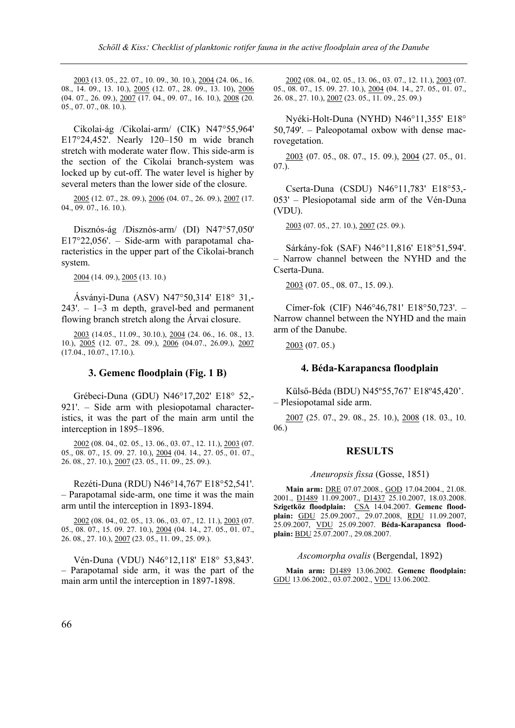2003 (13. 05., 22. 07., 10. 09., 30. 10.), 2004 (24. 06., 16. 08., 14. 09., 13. 10.), 2005 (12. 07., 28. 09., 13. 10), 2006 (04. 07., 26. 09.), 2007 (17. 04., 09. 07., 16. 10.), 2008 (20. 05., 07. 07., 08. 10.).

Cikolai-ág /Cikolai-arm/ (CIK) N47°55,964' E17°24,452'. Nearly 120–150 m wide branch stretch with moderate water flow. This side-arm is the section of the Cikolai branch-system was locked up by cut-off. The water level is higher by several meters than the lower side of the closure.

2005 (12. 07., 28. 09.), 2006 (04. 07., 26. 09.), 2007 (17. 04., 09. 07., 16. 10.).

Disznós-ág /Disznós-arm/ (DI) N47°57,050' E17°22,056'. – Side-arm with parapotamal characteristics in the upper part of the Cikolai-branch system.

2004 (14. 09.), 2005 (13. 10.)

Ásványi-Duna (ASV) N47°50,314' E18° 31,-243'. – 1–3 m depth, gravel-bed and permanent flowing branch stretch along the Árvai closure.

2003 (14.05., 11.09., 30.10.), 2004 (24. 06., 16. 08., 13. 10.), 2005 (12. 07., 28. 09.), 2006 (04.07., 26.09.), 2007 (17.04., 10.07., 17.10.).

## 3. Gemenc floodplain (Fig. 1 B)

Grébeci-Duna (GDU) N46°17,202' E18° 52,-921'. – Side arm with plesiopotamal characteristics, it was the part of the main arm until the interception in 1895–1896.

2002 (08. 04., 02. 05., 13. 06., 03. 07., 12. 11.), 2003 (07. 05., 08. 07., 15. 09. 27. 10.), 2004 (04. 14., 27. 05., 01. 07., 26. 08., 27. 10.), 2007 (23. 05., 11. 09., 25. 09.).

Rezéti-Duna (RDU) N46°14,767' E18°52,541'. – Parapotamal side-arm, one time it was the main arm until the interception in 1893-1894.

2002 (08. 04., 02. 05., 13. 06., 03. 07., 12. 11.), 2003 (07. 05., 08. 07., 15. 09. 27. 10.), 2004 (04. 14., 27. 05., 01. 07., 26. 08., 27. 10.), 2007 (23. 05., 11. 09., 25. 09.).

Vén-Duna (VDU) N46°12,118' E18° 53,843'. – Parapotamal side arm, it was the part of the main arm until the interception in 1897-1898.

2002 (08. 04., 02. 05., 13. 06., 03. 07., 12. 11.), 2003 (07. 05., 08. 07., 15. 09. 27. 10.), 2004 (04. 14., 27. 05., 01. 07., 26. 08., 27. 10.), 2007 (23. 05., 11. 09., 25. 09.)

Nyéki-Holt-Duna (NYHD) N46°11,355' E18° 50,749'. – Paleopotamal oxbow with dense macrovegetation.

2003 (07. 05., 08. 07., 15. 09.), 2004 (27. 05., 01. 07.).

Cserta-Duna (CSDU) N46°11,783' E18°53,-053' – Plesiopotamal side arm of the Vén-Duna (VDU).

2003 (07. 05., 27. 10.), 2007 (25. 09.).

Sárkány-fok (SAF) N46°11,816' E18°51,594'. – Narrow channel between the NYHD and the Cserta-Duna.

2003 (07. 05., 08. 07., 15. 09.).

Címer-fok (CIF) N46°46,781' E18°50,723'. – Narrow channel between the NYHD and the main arm of the Danube.

2003 (07. 05.)

## 4. Béda-Karapancsa floodplain

Külső-Béda (BDU) N45º55,767' E18º45,420'. – Plesiopotamal side arm.

2007 (25. 07., 29. 08., 25. 10.), 2008 (18. 03., 10. 06.)

## RESULTS

### *Aneuropsis fissa* (Gosse, 1851)

**Main arm:** DRE 07.07.2008., GOD 17.04.2004., 21.08. 2001., D1489 11.09.2007., D1437 25.10.2007, 18.03.2008. **Szigetköz floodplain:** CSA 14.04.2007. **Gemenc floodplain:** GDU 25.09.2007., 29.07.2008, RDU 11.09.2007, 25.09.2007, VDU 25.09.2007. **Béda-Karapancsa floodplain:** BDU 25.07.2007., 29.08.2007.

### *Ascomorpha ovalis* (Bergendal, 1892)

**Main arm:** D1489 13.06.2002. **Gemenc floodplain:** GDU 13.06.2002., 03.07.2002., VDU 13.06.2002.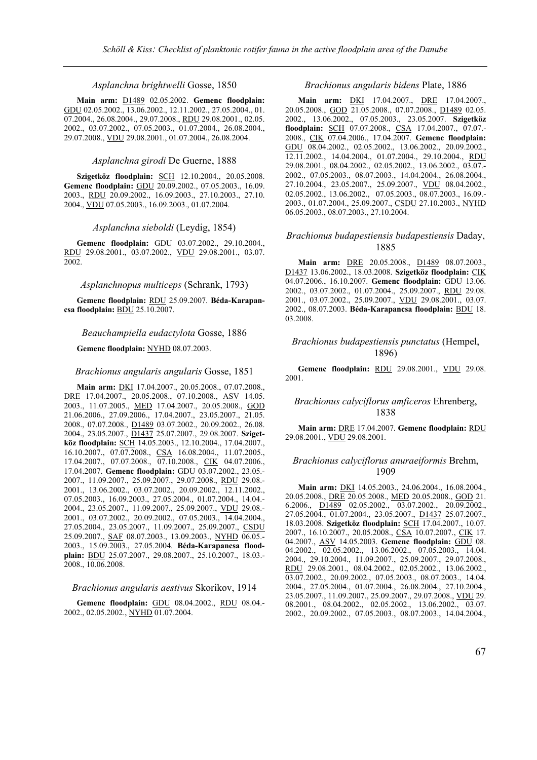*Asplanchna brightwelli* Gosse, 1850

**Main arm:** D1489 02.05.2002. **Gemenc floodplain:** GDU 02.05.2002., 13.06.2002., 12.11.2002., 27.05.2004., 01.07.2004., 26.08.2004., 29.07.2008., RDU 29.08.2001., 02.05.2002., 03.07.2002., 07.05.2003., 01.07.2004., 26.08.2004., 29.07.2008., VDU 29.08.2001., 01.07.2004., 26.08.2004.

*Asplanchna girodi* De Guerne, 1888

**Szigetköz floodplain:** SCH 12.10.2004., 20.05.2008. **Gemenc floodplain:** GDU 20.09.2002., 07.05.2003., 16.09.2003., RDU 20.09.2002., 16.09.2003., 27.10.2003., 27.10.2004., VDU 07.05.2003., 16.09.2003., 01.07.2004.

*Asplanchna sieboldi* (Leydig, 1854)

**Gemenc floodplain:** GDU 03.07.2002., 29.10.2004., RDU 29.08.2001., 03.07.2002., VDU 29.08.2001., 03.07.2002.

*Asplanchnopus multiceps* (Schrank, 1793)

**Gemenc floodplain:** RDU 25.09.2007. **Béda-Karapancsa floodplain:** BDU 25.10.2007.

*Beauchampiella eudactylota* Gosse, 1886

**Gemenc floodplain:** NYHD 08.07.2003.

*Brachionus angularis angularis* Gosse, 1851

**Main arm:** DKI 17.04.2007., 20.05.2008., 07.07.2008., DRE 17.04.2007., 20.05.2008., 07.10.2008., ASV 14.05.2003., 11.07.2005., MED 17.04.2007., 20.05.2008., GOD 21.06.2006., 27.09.2006., 17.04.2007., 23.05.2007., 21.05.2008., 07.07.2008., D1489 03.07.2002., 20.09.2002., 26.08.2004., 23.05.2007., D1437 25.07.2007., 29.08.2007. **Szigetköz floodplain:** SCH 14.05.2003., 12.10.2004., 17.04.2007., 16.10.2007., 07.07.2008., CSA 16.08.2004., 11.07.2005., 17.04.2007., 07.07.2008., 07.10.2008., CIK 04.07.2006., 17.04.2007. **Gemenc floodplain:** GDU 03.07.2002., 23.05.2007., 11.09.2007., 25.09.2007., 29.07.2008., RDU 29.08.2001., 13.06.2002., 03.07.2002., 20.09.2002., 12.11.2002., 07.05.2003., 16.09.2003., 27.05.2004., 01.07.2004., 14.04.2004., 23.05.2007., 11.09.2007., 25.09.2007., VDU 29.08.2001., 03.07.2002., 20.09.2002., 07.05.2003., 14.04.2004., 27.05.2004., 23.05.2007., 11.09.2007., 25.09.2007., CSDU 25.09.2007., SAF 08.07.2003., 13.09.2003., NYHD 06.05.2003., 15.09.2003., 27.05.2004. **Béda-Karapancsa floodplain:** BDU 25.07.2007., 29.08.2007., 25.10.2007., 18.03.2008., 10.06.2008.

*Brachionus angularis aestivus* Skorikov, 1914

**Gemenc floodplain:** GDU 08.04.2002., RDU 08.04.2002., 02.05.2002., NYHD 01.07.2004.

*Brachionus angularis bidens* Plate, 1886

**Main arm:** DKI 17.04.2007., DRE 17.04.2007., 20.05.2008., GOD 21.05.2008., 07.07.2008., D1489 02.05.2002., 13.06.2002., 07.05.2003., 23.05.2007. **Szigetköz floodplain:** SCH 07.07.2008., CSA 17.04.2007., 07.07.2008., CIK 07.04.2006., 17.04.2007. **Gemenc floodplain:** GDU 08.04.2002., 02.05.2002., 13.06.2002., 20.09.2002., 12.11.2002., 14.04.2004., 01.07.2004., 29.10.2004., RDU 29.08.2001., 08.04.2002., 02.05.2002., 13.06.2002., 03.07.2002., 07.05.2003., 08.07.2003., 14.04.2004., 26.08.2004., 27.10.2004., 23.05.2007., 25.09.2007., VDU 08.04.2002., 02.05.2002., 13.06.2002., 07.05.2003., 08.07.2003., 16.09.2003., 01.07.2004., 25.09.2007., CSDU 27.10.2003., NYHD 06.05.2003., 08.07.2003., 27.10.2004.

*Brachionus budapestiensis budapestiensis* Daday, 1885

**Main arm:** DRE 20.05.2008., D1489 08.07.2003., D1437 13.06.2002., 18.03.2008. **Szigetköz floodplain:** CIK 04.07.2006., 16.10.2007. **Gemenc floodplain:** GDU 13.06.2002., 03.07.2002., 01.07.2004., 25.09.2007., RDU 29.08.2001., 03.07.2002., 25.09.2007., VDU 29.08.2001., 03.07.2002., 08.07.2003. **Béda-Karapancsa floodplain:** BDU 18.03.2008.

*Brachionus budapestiensis punctatus* (Hempel, 1896)

**Gemenc floodplain:** RDU 29.08.2001., VDU 29.08.2001.

*Brachionus calyciflorus amficeros* Ehrenberg, 1838

**Main arm:** DRE 17.04.2007. **Gemenc floodplain:** RDU 29.08.2001., VDU 29.08.2001.

*Brachionus calyciflorus anuraeiformis* Brehm, 1909

**Main arm:** DKI 14.05.2003., 24.06.2004., 16.08.2004., 20.05.2008., DRE 20.05.2008., MED 20.05.2008., GOD 21.6.2006., D1489 02.05.2002., 03.07.2002., 20.09.2002., 27.05.2004., 01.07.2004., 23.05.2007., D1437 25.07.2007., 18.03.2008. **Szigetköz floodplain:** SCH 17.04.2007., 10.07.2007., 16.10.2007., 20.05.2008., CSA 10.07.2007., CIK 17.04.2007., ASV 14.05.2003. **Gemenc floodplain:** GDU 08.04.2002., 02.05.2002., 13.06.2002., 07.05.2003., 14.04.2004., 29.10.2004., 11.09.2007., 25.09.2007., 29.07.2008., RDU 29.08.2001., 08.04.2002., 02.05.2002., 13.06.2002., 03.07.2002., 20.09.2002., 07.05.2003., 08.07.2003., 14.04.2004., 27.05.2004., 01.07.2004., 26.08.2004., 27.10.2004., 23.05.2007., 11.09.2007., 25.09.2007., 29.07.2008., VDU 29.08.2001., 08.04.2002., 02.05.2002., 13.06.2002., 03.07.2002., 20.09.2002., 07.05.2003., 08.07.2003., 14.04.2004.,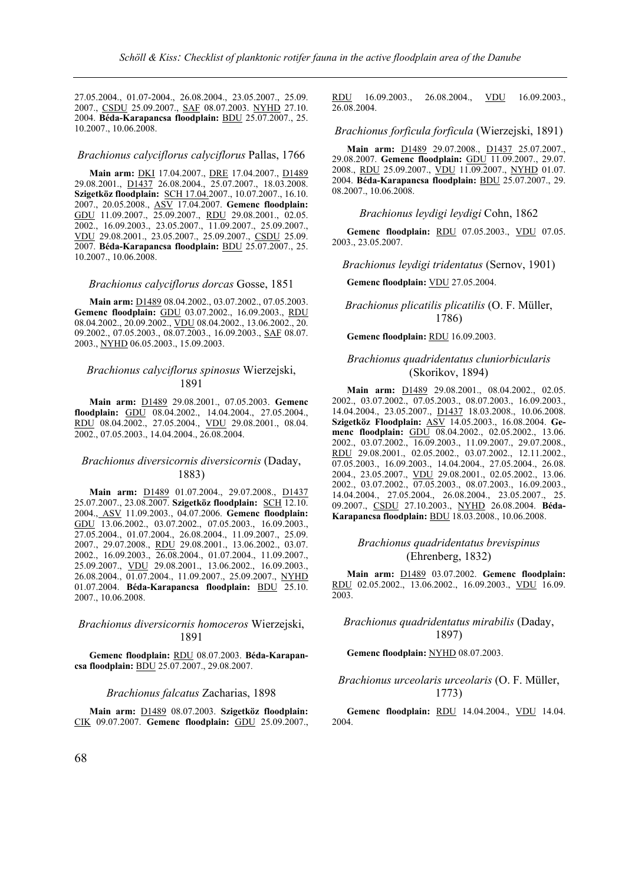27.05.2004., 01.07-2004., 26.08.2004., 23.05.2007., 25.09. 2007., CSDU 25.09.2007., SAF 08.07.2003. NYHD 27.10. 2004. **Béda-Karapancsa floodplain:** BDU 25.07.2007., 25. 10.2007., 10.06.2008.

### *Brachionus calyciflorus calyciflorus* Pallas, 1766

**Main arm:** DKI 17.04.2007., DRE 17.04.2007., D1489 29.08.2001., D1437 26.08.2004., 25.07.2007., 18.03.2008. **Szigetköz floodplain:** SCH 17.04.2007., 10.07.2007., 16.10. 2007., 20.05.2008., ASV 17.04.2007. **Gemenc floodplain:** GDU 11.09.2007., 25.09.2007., RDU 29.08.2001., 02.05. 2002., 16.09.2003., 23.05.2007., 11.09.2007., 25.09.2007., VDU 29.08.2001., 23.05.2007., 25.09.2007., CSDU 25.09. 2007. **Béda-Karapancsa floodplain:** BDU 25.07.2007., 25. 10.2007., 10.06.2008.

### *Brachionus calyciflorus dorcas* Gosse, 1851

**Main arm:** D1489 08.04.2002., 03.07.2002., 07.05.2003. **Gemenc floodplain:** GDU 03.07.2002., 16.09.2003., RDU 08.04.2002., 20.09.2002., VDU 08.04.2002., 13.06.2002., 20. 09.2002., 07.05.2003., 08.07.2003., 16.09.2003., SAF 08.07. 2003., NYHD 06.05.2003., 15.09.2003.

### *Brachionus calyciflorus spinosus* Wierzejski, 1891

**Main arm:** D1489 29.08.2001., 07.05.2003. **Gemenc floodplain:** GDU 08.04.2002., 14.04.2004., 27.05.2004., RDU 08.04.2002., 27.05.2004., VDU 29.08.2001., 08.04. 2002., 07.05.2003., 14.04.2004., 26.08.2004.

### *Brachionus diversicornis diversicornis* (Daday, 1883)

**Main arm:** D1489 01.07.2004., 29.07.2008., D1437 25.07.2007., 23.08.2007. **Szigetköz floodplain:** SCH 12.10. 2004., ASV 11.09.2003., 04.07.2006. **Gemenc floodplain:** GDU 13.06.2002., 03.07.2002., 07.05.2003., 16.09.2003., 27.05.2004., 01.07.2004., 26.08.2004., 11.09.2007., 25.09. 2007., 29.07.2008., RDU 29.08.2001., 13.06.2002., 03.07. 2002., 16.09.2003., 26.08.2004., 01.07.2004., 11.09.2007., 25.09.2007., VDU 29.08.2001., 13.06.2002., 16.09.2003., 26.08.2004., 01.07.2004., 11.09.2007., 25.09.2007., NYHD 01.07.2004. **Béda-Karapancsa floodplain:** BDU 25.10. 2007., 10.06.2008.

### *Brachionus diversicornis homoceros* Wierzejski, 1891

**Gemenc floodplain:** RDU 08.07.2003. **Béda-Karapancsa floodplain:** BDU 25.07.2007., 29.08.2007.

### *Brachionus falcatus* Zacharias, 1898

**Main arm:** D1489 08.07.2003. **Szigetköz floodplain:** CIK 09.07.2007. **Gemenc floodplain:** GDU 25.09.2007., RDU 16.09.2003., 26.08.2004., VDU 16.09.2003., 26.08.2004.

### *Brachionus forficula forficula* (Wierzejski, 1891)

**Main arm:** D1489 29.07.2008., D1437 25.07.2007., 29.08.2007. **Gemenc floodplain:** GDU 11.09.2007., 29.07. 2008., RDU 25.09.2007., VDU 11.09.2007., NYHD 01.07. 2004. **Béda-Karapancsa floodplain:** BDU 25.07.2007., 29. 08.2007., 10.06.2008.

### *Brachionus leydigi leydigi* Cohn, 1862

**Gemenc floodplain:** RDU 07.05.2003., VDU 07.05. 2003., 23.05.2007.

### *Brachionus leydigi tridentatus* (Sernov, 1901)

**Gemenc floodplain:** VDU 27.05.2004.

### *Brachionus plicatilis plicatilis* (O. F. Müller, 1786)

**Gemenc floodplain:** RDU 16.09.2003.

### *Brachionus quadridentatus cluniorbicularis* (Skorikov, 1894)

**Main arm:** D1489 29.08.2001., 08.04.2002., 02.05. 2002., 03.07.2002., 07.05.2003., 08.07.2003., 16.09.2003., 14.04.2004., 23.05.2007., D1437 18.03.2008., 10.06.2008. **Szigetköz Floodplain:** ASV 14.05.2003., 16.08.2004. **Gemenc floodplain:** GDU 08.04.2002., 02.05.2002., 13.06. 2002., 03.07.2002., 16.09.2003., 11.09.2007., 29.07.2008., RDU 29.08.2001., 02.05.2002., 03.07.2002., 12.11.2002., 07.05.2003., 16.09.2003., 14.04.2004., 27.05.2004., 26.08. 2004., 23.05.2007., VDU 29.08.2001., 02.05.2002., 13.06. 2002., 03.07.2002., 07.05.2003., 08.07.2003., 16.09.2003., 14.04.2004., 27.05.2004., 26.08.2004., 23.05.2007., 25. 09.2007., CSDU 27.10.2003., NYHD 26.08.2004. **Béda-Karapancsa floodplain:** BDU 18.03.2008., 10.06.2008.

### *Brachionus quadridentatus brevispinus* (Ehrenberg, 1832)

**Main arm:** D1489 03.07.2002. **Gemenc floodplain:** RDU 02.05.2002., 13.06.2002., 16.09.2003., VDU 16.09. 2003.

### *Brachionus quadridentatus mirabilis* (Daday, 1897)

**Gemenc floodplain:** NYHD 08.07.2003.

### *Brachionus urceolaris urceolaris* (O. F. Müller, 1773)

**Gemenc floodplain:** RDU 14.04.2004., VDU 14.04. 2004.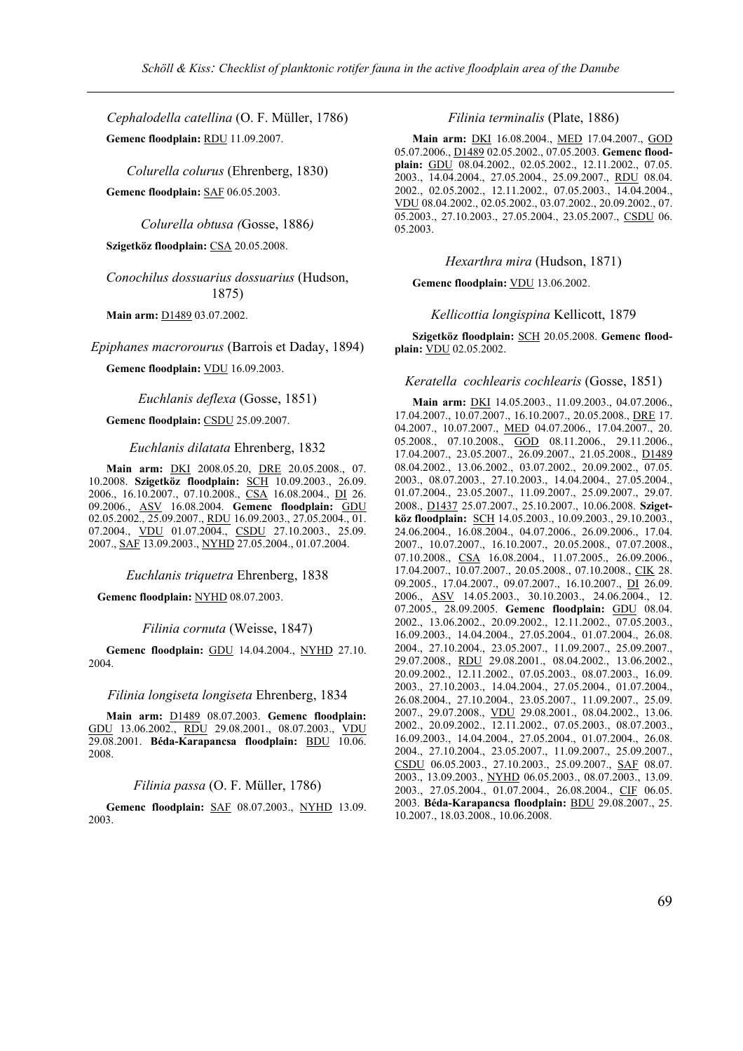*Cephalodella catellina* (O. F. Müller, 1786)

**Gemenc floodplain:** RDU 11.09.2007.

*Colurella colurus* (Ehrenberg, 1830)

**Gemenc floodplain:** SAF 06.05.2003.

*Colurella obtusa (*Gosse, 1886*)*

**Szigetköz floodplain:** CSA 20.05.2008.

*Conochilus dossuarius dossuarius* (Hudson, 1875)

**Main arm:** D1489 03.07.2002.

*Epiphanes macrorourus* (Barrois et Daday, 1894)

**Gemenc floodplain:** VDU 16.09.2003.

*Euchlanis deflexa* (Gosse, 1851)

**Gemenc floodplain:** CSDU 25.09.2007.

*Euchlanis dilatata* Ehrenberg, 1832

**Main arm:** DKI 2008.05.20, DRE 20.05.2008., 07.10.2008. **Szigetköz floodplain:** SCH 10.09.2003., 26.09.2006., 16.10.2007., 07.10.2008., CSA 16.08.2004., DI 26.09.2006., ASV 16.08.2004. **Gemenc floodplain:** GDU 02.05.2002., 25.09.2007., RDU 16.09.2003., 27.05.2004., 01.07.2004., VDU 01.07.2004., CSDU 27.10.2003., 25.09.2007., SAF 13.09.2003., NYHD 27.05.2004., 01.07.2004.

*Euchlanis triquetra* Ehrenberg, 1838

**Gemenc floodplain:** NYHD 08.07.2003.

*Filinia cornuta* (Weisse, 1847)

**Gemenc floodplain:** GDU 14.04.2004., NYHD 27.10.2004.

*Filinia longiseta longiseta* Ehrenberg, 1834

**Main arm:** D1489 08.07.2003. **Gemenc floodplain:** GDU 13.06.2002., RDU 29.08.2001., 08.07.2003., VDU 29.08.2001. **Béda-Karapancsa floodplain:** BDU 10.06.2008.

*Filinia passa* (O. F. Müller, 1786)

**Gemenc floodplain:** SAF 08.07.2003., NYHD 13.09.2003.

*Filinia terminalis* (Plate, 1886)

**Main arm:** DKI 16.08.2004., MED 17.04.2007., GOD 05.07.2006., D1489 02.05.2002., 07.05.2003. **Gemenc floodplain:** GDU 08.04.2002., 02.05.2002., 12.11.2002., 07.05.2003., 14.04.2004., 27.05.2004., 25.09.2007., RDU 08.04.2002., 02.05.2002., 12.11.2002., 07.05.2003., 14.04.2004., VDU 08.04.2002., 02.05.2002., 03.07.2002., 20.09.2002., 07.05.2003., 27.10.2003., 27.05.2004., 23.05.2007., CSDU 06.05.2003.

*Hexarthra mira* (Hudson, 1871)

**Gemenc floodplain:** VDU 13.06.2002.

*Kellicottia longispina* Kellicott, 1879

**Szigetköz floodplain:** SCH 20.05.2008. **Gemenc floodplain:** VDU 02.05.2002.

*Keratella cochlearis cochlearis* (Gosse, 1851)

**Main arm:** DKI 14.05.2003., 11.09.2003., 04.07.2006., 17.04.2007., 10.07.2007., 16.10.2007., 20.05.2008., DRE 17.04.2007., 10.07.2007., MED 04.07.2006., 17.04.2007., 20.05.2008., 07.10.2008., GOD 08.11.2006., 29.11.2006., 17.04.2007., 23.05.2007., 26.09.2007., 21.05.2008., D1489 08.04.2002., 13.06.2002., 03.07.2002., 20.09.2002., 07.05.2003., 08.07.2003., 27.10.2003., 14.04.2004., 27.05.2004., 01.07.2004., 23.05.2007., 11.09.2007., 25.09.2007., 29.07.2008., D1437 25.07.2007., 25.10.2007., 10.06.2008. **Szigetköz floodplain:** SCH 14.05.2003., 10.09.2003., 29.10.2003., 24.06.2004., 16.08.2004., 04.07.2006., 26.09.2006., 17.04.2007., 10.07.2007., 16.10.2007., 20.05.2008., 07.07.2008., 07.10.2008., CSA 16.08.2004., 11.07.2005., 26.09.2006., 17.04.2007., 10.07.2007., 20.05.2008., 07.10.2008., CIK 28.09.2005., 17.04.2007., 09.07.2007., 16.10.2007., DI 26.09.2006., ASV 14.05.2003., 30.10.2003., 24.06.2004., 12.07.2005., 28.09.2005. **Gemenc floodplain:** GDU 08.04.2002., 13.06.2002., 20.09.2002., 12.11.2002., 07.05.2003., 16.09.2003., 14.04.2004., 27.05.2004., 01.07.2004., 26.08.2004., 27.10.2004., 23.05.2007., 11.09.2007., 25.09.2007., 29.07.2008., RDU 29.08.2001., 08.04.2002., 13.06.2002., 20.09.2002., 12.11.2002., 07.05.2003., 08.07.2003., 16.09.2003., 27.10.2003., 14.04.2004., 27.05.2004., 01.07.2004., 26.08.2004., 27.10.2004., 23.05.2007., 11.09.2007., 25.09.2007., 29.07.2008., VDU 29.08.2001., 08.04.2002., 13.06.2002., 20.09.2002., 12.11.2002., 07.05.2003., 08.07.2003., 16.09.2003., 14.04.2004., 27.05.2004., 01.07.2004., 26.08.2004., 27.10.2004., 23.05.2007., 11.09.2007., 25.09.2007., CSDU 06.05.2003., 27.10.2003., 25.09.2007., SAF 08.07.2003., 13.09.2003., NYHD 06.05.2003., 08.07.2003., 13.09.2003., 27.05.2004., 01.07.2004., 26.08.2004., CIF 06.05.2003. **Béda-Karapancsa floodplain:** BDU 29.08.2007., 25.10.2007., 18.03.2008., 10.06.2008.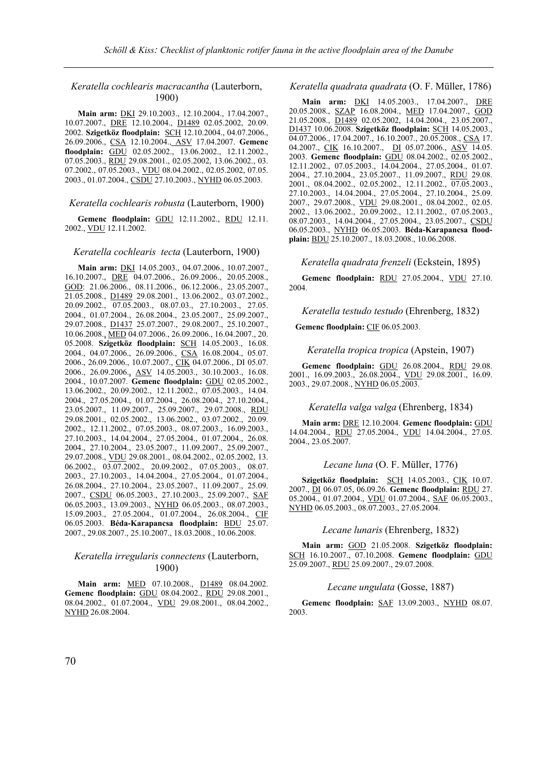*Keratella cochlearis macracantha* (Lauterborn, 1900)

**Main arm:** DKI 29.10.2003., 12.10.2004., 17.04.2007., 10.07.2007., DRE 12.10.2004., D1489 02.05.2002, 20.09. 2002. **Szigetköz floodplain:** SCH 12.10.2004., 04.07.2006., 26.09.2006., CSA 12.10.2004., ASV 17.04.2007. **Gemenc floodplain:** GDU 02.05.2002., 13.06.2002., 12.11.2002., 07.05.2003., RDU 29.08.2001., 02.05.2002, 13.06.2002., 03. 07.2002., 07.05.2003., VDU 08.04.2002., 02.05.2002, 07.05. 2003., 01.07.2004., CSDU 27.10.2003., NYHD 06.05.2003.

*Keratella cochlearis robusta* (Lauterborn, 1900)

**Gemenc floodplain:** GDU 12.11.2002., RDU 12.11. 2002., VDU 12.11.2002.

*Keratella cochlearis tecta* (Lauterborn, 1900)

**Main arm:** DKI 14.05.2003., 04.07.2006., 10.07.2007., 16.10.2007., DRE 04.07.2006., 26.09.2006., 20.05.2008., GOD: 21.06.2006., 08.11.2006., 06.12.2006., 23.05.2007., 21.05.2008., D1489 29.08.2001., 13.06.2002., 03.07.2002., 20.09.2002., 07.05.2003., 08.07.03., 27.10.2003., 27.05. 2004., 01.07.2004., 26.08.2004., 23.05.2007., 25.09.2007., 29.07.2008., D1437 25.07.2007., 29.08.2007., 25.10.2007., 10.06.2008., MED 04.07.2006., 26.09.2006., 16.04.2007., 20. 05.2008. **Szigetköz floodplain:** SCH 14.05.2003., 16.08. 2004., 04.07.2006., 26.09.2006., CSA 16.08.2004., 05.07. 2006., 26.09.2006., 10.07.2007., CIK 04.07.2006., DI 05.07. 2006., 26.09.2006., ASV 14.05.2003., 30.10.2003., 16.08. 2004., 10.07.2007. **Gemenc floodplain:** GDU 02.05.2002., 13.06.2002., 20.09.2002., 12.11.2002., 07.05.2003., 14.04. 2004., 27.05.2004., 01.07.2004., 26.08.2004., 27.10.2004., 23.05.2007., 11.09.2007., 25.09.2007., 29.07.2008., RDU 29.08.2001., 02.05.2002., 13.06.2002., 03.07.2002., 20.09. 2002., 12.11.2002., 07.05.2003., 08.07.2003., 16.09.2003., 27.10.2003., 14.04.2004., 27.05.2004., 01.07.2004., 26.08. 2004., 27.10.2004., 23.05.2007., 11.09.2007., 25.09.2007., 29.07.2008., VDU 29.08.2001., 08.04.2002., 02.05.2002, 13. 06.2002., 03.07.2002., 20.09.2002., 07.05.2003., 08.07. 2003., 27.10.2003., 14.04.2004., 27.05.2004., 01.07.2004., 26.08.2004., 27.10.2004., 23.05.2007., 11.09.2007., 25.09. 2007., CSDU 06.05.2003., 27.10.2003., 25.09.2007., SAF 06.05.2003., 13.09.2003., NYHD 06.05.2003., 08.07.2003., 15.09.2003., 27.05.2004., 01.07.2004., 26.08.2004., CIF 06.05.2003. **Béda-Karapancsa floodplain:** BDU 25.07. 2007., 29.08.2007., 25.10.2007., 18.03.2008., 10.06.2008.

*Keratella irregularis connectens* (Lauterborn, 1900)

**Main arm:** MED 07.10.2008., D1489 08.04.2002. **Gemenc floodplain:** GDU 08.04.2002., RDU 29.08.2001., 08.04.2002., 01.07.2004., VDU 29.08.2001., 08.04.2002., NYHD 26.08.2004.

*Keratella quadrata quadrata* (O. F. Müller, 1786)

**Main arm:** DKI 14.05.2003., 17.04.2007., DRE 20.05.2008., SZAP 16.08.2004., MED 17.04.2007., GOD 21.05.2008., D1489 02.05.2002, 14.04.2004., 23.05.2007., D1437 10.06.2008. **Szigetköz floodplain:** SCH 14.05.2003., 04.07.2006., 17.04.2007., 16.10.2007., 20.05.2008., CSA 17. 04.2007., CIK 16.10.2007., DI 05.07.2006., ASV 14.05. 2003. **Gemenc floodplain:** GDU 08.04.2002., 02.05.2002., 12.11.2002., 07.05.2003., 14.04.2004., 27.05.2004., 01.07. 2004., 27.10.2004., 23.05.2007., 11.09.2007., RDU 29.08. 2001., 08.04.2002., 02.05.2002., 12.11.2002., 07.05.2003., 27.10.2003., 14.04.2004., 27.05.2004., 27.10.2004., 25.09. 2007., 29.07.2008., VDU 29.08.2001., 08.04.2002., 02.05. 2002., 13.06.2002., 20.09.2002., 12.11.2002., 07.05.2003., 08.07.2003., 14.04.2004., 27.05.2004., 23.05.2007., CSDU 06.05.2003., NYHD 06.05.2003. **Béda-Karapancsa floodplain:** BDU 25.10.2007., 18.03.2008., 10.06.2008.

*Keratella quadrata frenzeli* (Eckstein, 1895)

**Gemenc floodplain:** RDU 27.05.2004., VDU 27.10. 2004.

*Keratella testudo testudo* (Ehrenberg, 1832)

**Gemenc floodplain:** CIF 06.05.2003.

*Keratella tropica tropica* (Apstein, 1907)

**Gemenc floodplain:** GDU 26.08.2004., RDU 29.08. 2001., 16.09.2003., 26.08.2004., VDU 29.08.2001., 16.09. 2003., 29.07.2008., NYHD 06.05.2003.

*Keratella valga valga* (Ehrenberg, 1834)

**Main arm:** DRE 12.10.2004. **Gemenc floodplain:** GDU 14.04.2004., RDU 27.05.2004., VDU 14.04.2004., 27.05. 2004., 23.05.2007.

*Lecane luna* (O. F. Müller, 1776)

**Szigetköz floodplain:** SCH 14.05.2003., CIK 10.07. 2007., DI 06.07.05, 06.09.26. **Gemenc floodplain:** RDU 27. 05.2004., 01.07.2004., VDU 01.07.2004., SAF 06.05.2003., NYHD 06.05.2003., 08.07.2003., 27.05.2004.

*Lecane lunaris* (Ehrenberg, 1832)

**Main arm:** GOD 21.05.2008. **Szigetköz floodplain:** SCH 16.10.2007., 07.10.2008. **Gemenc floodplain:** GDU 25.09.2007., RDU 25.09.2007., 29.07.2008.

*Lecane ungulata* (Gosse, 1887)

**Gemenc floodplain:** SAF 13.09.2003., NYHD 08.07. 2003.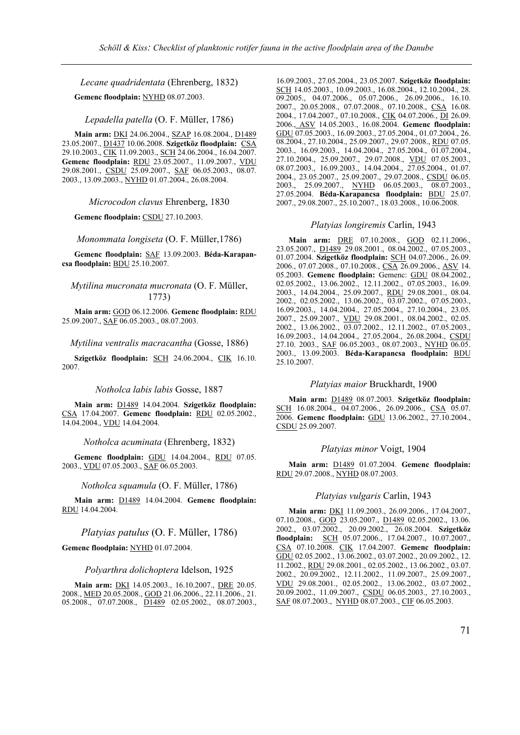*Lecane quadridentata* (Ehrenberg, 1832)

**Gemenc floodplain:** NYHD 08.07.2003.

*Lepadella patella* (O. F. Müller, 1786)

**Main arm:** DKI 24.06.2004., SZAP 16.08.2004., D1489 23.05.2007., D1437 10.06.2008. **Szigetköz floodplain:** CSA 29.10.2003., CIK 11.09.2003., SCH 24.06.2004., 16.04.2007. **Gemenc floodplain:** RDU 23.05.2007., 11.09.2007., VDU 29.08.2001., CSDU 25.09.2007., SAF 06.05.2003., 08.07.2003., 13.09.2003., NYHD 01.07.2004., 26.08.2004.

*Microcodon clavus* Ehrenberg, 1830

**Gemenc floodplain:** CSDU 27.10.2003.

*Monommata longiseta* (O. F. Müller,1786)

**Gemenc floodplain:** SAF 13.09.2003. **Béda-Karapancsa floodplain:** BDU 25.10.2007.

*Mytilina mucronata mucronata* (O. F. Müller, 1773)

**Main arm:** GOD 06.12.2006. **Gemenc floodplain:** RDU 25.09.2007., SAF 06.05.2003., 08.07.2003.

*Mytilina ventralis macracantha* (Gosse, 1886)

**Szigetköz floodplain:** SCH 24.06.2004., CIK 16.10.2007.

*Notholca labis labis* Gosse, 1887

**Main arm:** D1489 14.04.2004. **Szigetköz floodplain:** CSA 17.04.2007. **Gemenc floodplain:** RDU 02.05.2002., 14.04.2004., VDU 14.04.2004.

*Notholca acuminata* (Ehrenberg, 1832)

**Gemenc floodplain:** GDU 14.04.2004., RDU 07.05.2003., VDU 07.05.2003., SAF 06.05.2003.

*Notholca squamula* (O. F. Müller, 1786)

**Main arm:** D1489 14.04.2004. **Gemenc floodplain:** RDU 14.04.2004.

*Platyias patulus* (O. F. Müller, 1786)

**Gemenc floodplain:** NYHD 01.07.2004.

*Polyarthra dolichoptera* Idelson, 1925

**Main arm:** DKI 14.05.2003., 16.10.2007., DRE 20.05.2008., MED 20.05.2008., GOD 21.06.2006., 22.11.2006., 21.05.2008., 07.07.2008., D1489 02.05.2002., 08.07.2003., 16.09.2003., 27.05.2004., 23.05.2007. **Szigetköz floodplain:** SCH 14.05.2003., 10.09.2003., 16.08.2004., 12.10.2004., 28.09.2005., 04.07.2006., 05.07.2006., 26.09.2006., 16.10.2007., 20.05.2008., 07.07.2008., 07.10.2008., CSA 16.08.2004., 17.04.2007., 07.10.2008., CIK 04.07.2006., DI 26.09.2006., ASV 14.05.2003., 16.08.2004. **Gemenc floodplain:** GDU 07.05.2003., 16.09.2003., 27.05.2004., 01.07.2004., 26.08.2004., 27.10.2004., 25.09.2007., 29.07.2008., RDU 07.05.2003., 16.09.2003., 14.04.2004., 27.05.2004., 01.07.2004., 27.10.2004., 25.09.2007., 29.07.2008., VDU 07.05.2003., 08.07.2003., 16.09.2003., 14.04.2004., 27.05.2004., 01.07.2004., 23.05.2007., 25.09.2007., 29.07.2008., CSDU 06.05.2003., 25.09.2007., NYHD 06.05.2003., 08.07.2003., 27.05.2004. **Béda-Karapancsa floodplain:** BDU 25.07.2007., 29.08.2007., 25.10.2007., 18.03.2008., 10.06.2008.

*Platyias longiremis* Carlin, 1943

**Main arm:** DRE 07.10.2008., GOD 02.11.2006., 23.05.2007., D1489 29.08.2001., 08.04.2002., 07.05.2003., 01.07.2004. **Szigetköz floodplain:** SCH 04.07.2006., 26.09.2006., 07.07.2008., 07.10.2008., CSA 26.09.2006., ASV 14.05.2003. **Gemenc floodplain:** Gemenc: GDU 08.04.2002., 02.05.2002., 13.06.2002., 12.11.2002., 07.05.2003., 16.09.2003., 14.04.2004., 25.09.2007., RDU 29.08.2001., 08.04.2002., 02.05.2002., 13.06.2002., 03.07.2002., 07.05.2003., 16.09.2003., 14.04.2004., 27.05.2004., 27.10.2004., 23.05.2007., 25.09.2007., VDU 29.08.2001., 08.04.2002., 02.05.2002., 13.06.2002., 03.07.2002., 12.11.2002., 07.05.2003., 16.09.2003., 14.04.2004., 27.05.2004., 26.08.2004., CSDU 27.10.2003., SAF 06.05.2003., 08.07.2003., NYHD 06.05.2003., 13.09.2003. **Béda-Karapancsa floodplain:** BDU 25.10.2007.

*Platyias maior* Bruckhardt, 1900

**Main arm:** D1489 08.07.2003. **Szigetköz floodplain:** SCH 16.08.2004., 04.07.2006., 26.09.2006., CSA 05.07.2006. **Gemenc floodplain:** GDU 13.06.2002., 27.10.2004., CSDU 25.09.2007.

*Platyias minor* Voigt, 1904

**Main arm:** D1489 01.07.2004. **Gemenc floodplain:** RDU 29.07.2008., NYHD 08.07.2003.

*Platyias vulgaris* Carlin, 1943

**Main arm:** DKI 11.09.2003., 26.09.2006., 17.04.2007., 07.10.2008., GOD 23.05.2007., D1489 02.05.2002., 13.06.2002., 03.07.2002., 20.09.2002., 26.08.2004. **Szigetköz floodplain:** SCH 05.07.2006., 17.04.2007., 10.07.2007., CSA 07.10.2008. CIK 17.04.2007. **Gemenc floodplain:** GDU 02.05.2002., 13.06.2002., 03.07.2002., 20.09.2002., 12.11.2002., RDU 29.08.2001., 02.05.2002., 13.06.2002., 03.07.2002., 20.09.2002., 12.11.2002., 11.09.2007., 25.09.2007., VDU 29.08.2001., 02.05.2002., 13.06.2002., 03.07.2002., 20.09.2002., 11.09.2007., CSDU 06.05.2003., 27.10.2003., SAF 08.07.2003., NYHD 08.07.2003., CIF 06.05.2003.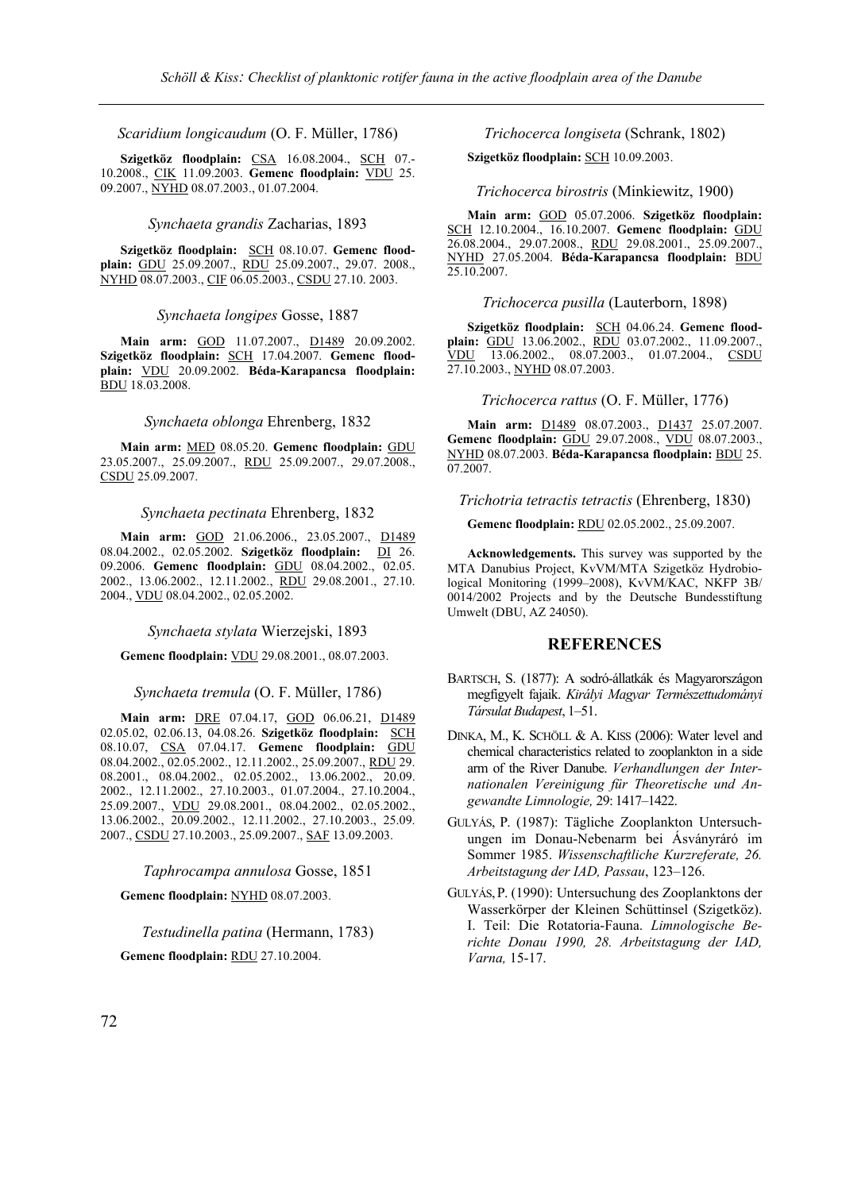*Scaridium longicaudum* (O. F. Müller, 1786)

**Szigetköz floodplain:** CSA 16.08.2004., SCH 07.-10.2008., CIK 11.09.2003. **Gemenc floodplain:** VDU 25. 09.2007., NYHD 08.07.2003., 01.07.2004.

*Synchaeta grandis* Zacharias, 1893

**Szigetköz floodplain:** SCH 08.10.07. **Gemenc floodplain:** GDU 25.09.2007., RDU 25.09.2007., 29.07. 2008., NYHD 08.07.2003., CIF 06.05.2003., CSDU 27.10. 2003.

*Synchaeta longipes* Gosse, 1887

**Main arm:** GOD 11.07.2007., D1489 20.09.2002. **Szigetköz floodplain:** SCH 17.04.2007. **Gemenc floodplain:** VDU 20.09.2002. **Béda-Karapancsa floodplain:** BDU 18.03.2008.

*Synchaeta oblonga* Ehrenberg, 1832

**Main arm:** MED 08.05.20. **Gemenc floodplain:** GDU 23.05.2007., 25.09.2007., RDU 25.09.2007., 29.07.2008., CSDU 25.09.2007.

*Synchaeta pectinata* Ehrenberg, 1832

**Main arm:** GOD 21.06.2006., 23.05.2007., D1489 08.04.2002., 02.05.2002. **Szigetköz floodplain:** DI 26. 09.2006. **Gemenc floodplain:** GDU 08.04.2002., 02.05. 2002., 13.06.2002., 12.11.2002., RDU 29.08.2001., 27.10. 2004., VDU 08.04.2002., 02.05.2002.

*Synchaeta stylata* Wierzejski, 1893

**Gemenc floodplain:** VDU 29.08.2001., 08.07.2003.

*Synchaeta tremula* (O. F. Müller, 1786)

**Main arm:** DRE 07.04.17, GOD 06.06.21, D1489 02.05.02, 02.06.13, 04.08.26. **Szigetköz floodplain:** SCH 08.10.07, CSA 07.04.17. **Gemenc floodplain:** GDU 08.04.2002., 02.05.2002., 12.11.2002., 25.09.2007., RDU 29. 08.2001., 08.04.2002., 02.05.2002., 13.06.2002., 20.09. 2002., 12.11.2002., 27.10.2003., 01.07.2004., 27.10.2004., 25.09.2007., VDU 29.08.2001., 08.04.2002., 02.05.2002., 13.06.2002., 20.09.2002., 12.11.2002., 27.10.2003., 25.09. 2007., CSDU 27.10.2003., 25.09.2007., SAF 13.09.2003.

*Taphrocampa annulosa* Gosse, 1851

**Gemenc floodplain:** NYHD 08.07.2003.

*Testudinella patina* (Hermann, 1783)

**Gemenc floodplain:** RDU 27.10.2004.

*Trichocerca longiseta* (Schrank, 1802)

**Szigetköz floodplain:** SCH 10.09.2003.

*Trichocerca birostris* (Minkiewitz, 1900)

**Main arm:** GOD 05.07.2006. **Szigetköz floodplain:** SCH 12.10.2004., 16.10.2007. **Gemenc floodplain:** GDU 26.08.2004., 29.07.2008., RDU 29.08.2001., 25.09.2007., NYHD 27.05.2004. **Béda-Karapancsa floodplain:** BDU 25.10.2007.

*Trichocerca pusilla* (Lauterborn, 1898)

**Szigetköz floodplain:** SCH 04.06.24. **Gemenc floodplain:** GDU 13.06.2002., RDU 03.07.2002., 11.09.2007., VDU 13.06.2002., 08.07.2003., 01.07.2004., CSDU 27.10.2003., NYHD 08.07.2003.

*Trichocerca rattus* (O. F. Müller, 1776)

**Main arm:** D1489 08.07.2003., D1437 25.07.2007. **Gemenc floodplain:** GDU 29.07.2008., VDU 08.07.2003., NYHD 08.07.2003. **Béda-Karapancsa floodplain:** BDU 25. 07.2007.

*Trichotria tetractis tetractis* (Ehrenberg, 1830)

**Gemenc floodplain:** RDU 02.05.2002., 25.09.2007.

**Acknowledgements.** This survey was supported by the MTA Danubius Project, KvVM/MTA Szigetköz Hydrobiological Monitoring (1999–2008), KvVM/KAC, NKFP 3B/ 0014/2002 Projects and by the Deutsche Bundesstiftung Umwelt (DBU, AZ 24050).

## REFERENCES

BARTSCH, S. (1877): A sodró-állatkák és Magyarországon megfigyelt fajaik. *Királyi Magyar Természettudományi Társulat Budapest*, 1–51.

DINKA, M., K. SCHÖLL & A. KISS (2006): Water level and chemical characteristics related to zooplankton in a side arm of the River Danube. *Verhandlungen der Internationalen Vereinigung für Theoretische und Angewandte Limnologie,* 29: 1417–1422.

GULYÁS, P. (1987): Tägliche Zooplankton Untersuchungen im Donau-Nebenarm bei Ásványráró im Sommer 1985. *Wissenschaftliche Kurzreferate, 26. Arbeitstagung der IAD, Passau*, 123–126.

GULYÁS, P. (1990): Untersuchung des Zooplanktons der Wasserkörper der Kleinen Schüttinsel (Szigetköz). I. Teil: Die Rotatoria-Fauna. *Limnologische Berichte Donau 1990, 28. Arbeitstagung der IAD, Varna,* 15-17.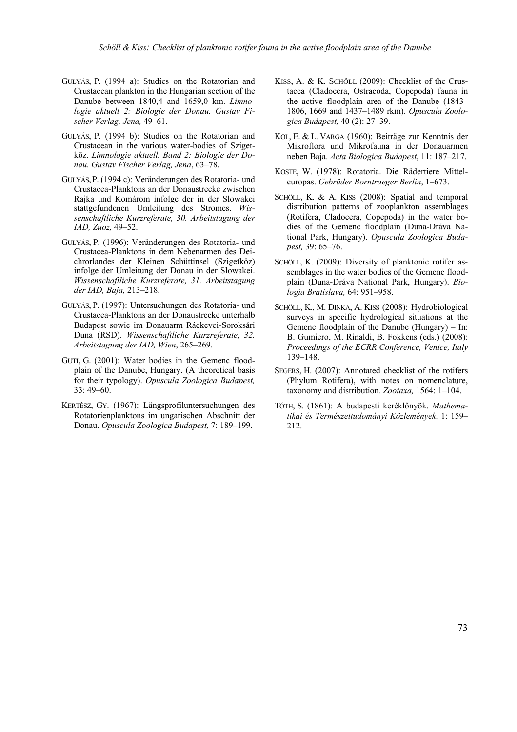GULYÁS, P. (1994 a): Studies on the Rotatorian and Crustacean plankton in the Hungarian section of the Danube between 1840,4 and 1659,0 km. *Limnologie aktuell 2: Biologie der Donau. Gustav Fischer Verlag, Jena,* 49–61.

GULYÁS, P. (1994 b): Studies on the Rotatorian and Crustacean in the various water-bodies of Szigetköz. *Limnologie aktuell. Band 2: Biologie der Donau. Gustav Fischer Verlag, Jena*, 63–78.

GULYÁS, P. (1994 c): Veränderungen des Rotatoria- und Crustacea-Planktons an der Donaustrecke zwischen Rajka und Komárom infolge der in der Slowakei stattgefundenen Umleitung des Stromes. *Wissenschaftliche Kurzreferate, 30. Arbeitstagung der IAD, Zuoz,* 49–52.

GULYÁS, P. (1996): Veränderungen des Rotatoria- und Crustacea-Planktons in dem Nebenarmen des Deichrorlandes der Kleinen Schüttinsel (Szigetköz) infolge der Umleitung der Donau in der Slowakei. *Wissenschaftliche Kurzreferate, 31. Arbeitstagung der IAD, Baja,* 213–218.

GULYÁS, P. (1997): Untersuchungen des Rotatoria- und Crustacea-Planktons an der Donaustrecke unterhalb Budapest sowie im Donauarm Ráckevei-Soroksári Duna (RSD). *Wissenschaftliche Kurzreferate, 32. Arbeitstagung der IAD, Wien*, 265–269.

GUTI, G. (2001): Water bodies in the Gemenc floodplain of the Danube, Hungary. (A theoretical basis for their typology). *Opuscula Zoologica Budapest,* 33: 49–60.

KERTÉSZ, GY. (1967): Längsprofiluntersuchungen des Rotatorienplanktons im ungarischen Abschnitt der Donau. *Opuscula Zoologica Budapest,* 7: 189–199.

KISS, A. & K. SCHÖLL (2009): Checklist of the Crustacea (Cladocera, Ostracoda, Copepoda) fauna in the active floodplain area of the Danube (1843–1806, 1669 and 1437–1489 rkm). *Opuscula Zoologica Budapest,* 40 (2): 27–39.

KOL, E. & L. VARGA (1960): Beiträge zur Kenntnis der Mikroflora und Mikrofauna in der Donauarmen neben Baja. *Acta Biologica Budapest*, 11: 187–217.

KOSTE, W. (1978): Rotatoria. Die Rädertiere Mitteleuropas. *Gebrüder Borntraeger Berlin*, 1–673.

SCHÖLL, K. & A. KISS (2008): Spatial and temporal distribution patterns of zooplankton assemblages (Rotifera, Cladocera, Copepoda) in the water bodies of the Gemenc floodplain (Duna-Dráva National Park, Hungary). *Opuscula Zoologica Budapest,* 39: 65–76.

SCHÖLL, K. (2009): Diversity of planktonic rotifer assemblages in the water bodies of the Gemenc floodplain (Duna-Dráva National Park, Hungary). *Biologia Bratislava,* 64: 951–958.

SCHÖLL, K., M. DINKA, A. KISS (2008): Hydrobiological surveys in specific hydrological situations at the Gemenc floodplain of the Danube (Hungary) – In: B. Gumiero, M. Rinaldi, B. Fokkens (eds.) (2008): *Proceedings of the ECRR Conference, Venice, Italy* 139–148.

SEGERS, H. (2007): Annotated checklist of the rotifers (Phylum Rotifera), with notes on nomenclature, taxonomy and distribution*. Zootaxa,* 1564: 1–104.

TÓTH, S. (1861): A budapesti keréklőnyök. *Mathematikai és Természettudományi Közlemények*, 1: 159–212.